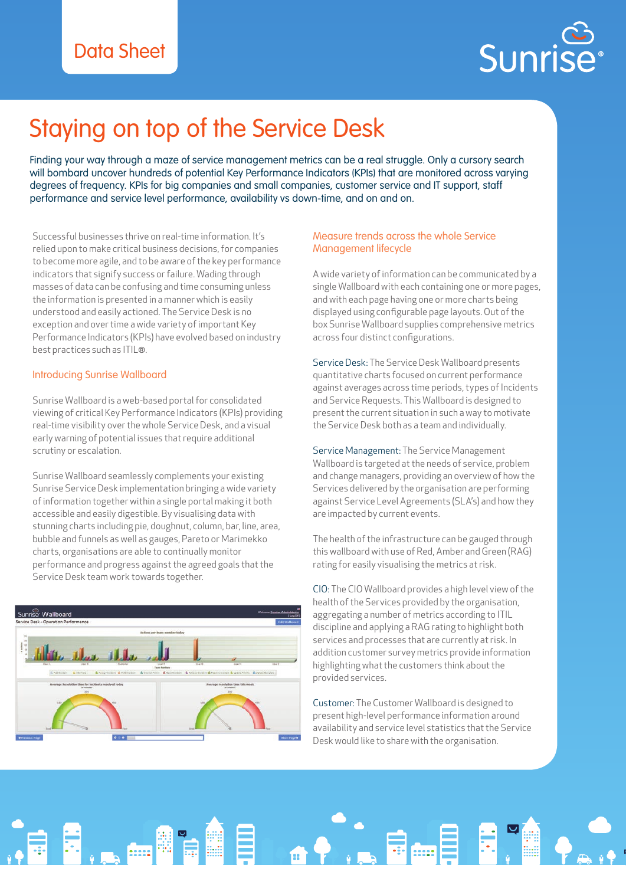Data Sheet

# Staying on top of the Service Desk

Finding your way through a maze of service management metrics can be a real struggle. Only a cursory search will bombard uncover hundreds of potential Key Performance Indicators (KPIs) that are monitored across varying degrees of frequency. KPIs for big companies and small companies, customer service and IT support, staff performance and service level performance, availability vs down-time, and on and on.

Successful businesses thrive on real-time information. It's relied upon to make critical business decisions, for companies to become more agile, and to be aware of the key performance indicators that signify success or failure. Wading through masses of data can be confusing and time consuming unless the information is presented in a manner which is easily understood and easily actioned. The Service Desk is no exception and over time a wide variety of important Key Performance Indicators (KPIs) have evolved based on industry best practices such as ITIL®.

## Introducing Sunrise Wallboard

Sunrise Wallboard is a web-based portal for consolidated viewing of critical Key Performance Indicators (KPIs) providing real-time visibility over the whole Service Desk, and a visual early warning of potential issues that require additional scrutiny or escalation.

Sunrise Wallboard seamlessly complements your existing Sunrise Service Desk implementation bringing a wide variety of information together within a single portal making it both accessible and easily digestible. By visualising data with stunning charts including pie, doughnut, column, bar, line, area, bubble and funnels as well as gauges, Pareto or Marimekko charts, organisations are able to continually monitor performance and progress against the agreed goals that the Service Desk team work towards together.

## Measure trends across the whole Service Management lifecycle

A wide variety of information can be communicated by a single Wallboard with each containing one or more pages, and with each page having one or more charts being displayed using configurable page layouts. Out of the box Sunrise Wallboard supplies comprehensive metrics across four distinct configurations.

Service Desk: The Service Desk Wallboard presents quantitative charts focused on current performance against averages across time periods, types of Incidents and Service Requests. This Wallboard is designed to present the current situation in such a way to motivate the Service Desk both as a team and individually.

Service Management: The Service Management Wallboard is targeted at the needs of service, problem and change managers, providing an overview of how the Services delivered by the organisation are performing against Service Level Agreements (SLA's) and how they are impacted by current events.

The health of the infrastructure can be gauged through this wallboard with use of Red, Amber and Green (RAG) rating for easily visualising the metrics at risk.

CIO: The CIO Wallboard provides a high level view of the health of the Services provided by the organisation, aggregating a number of metrics according to ITIL discipline and applying a RAG rating to highlight both services and processes that are currently at risk. In addition customer survey metrics provide information highlighting what the customers think about the provided services.

Customer: The Customer Wallboard is designed to present high-level performance information around availability and service level statistics that the Service Desk would like to share with the organisation.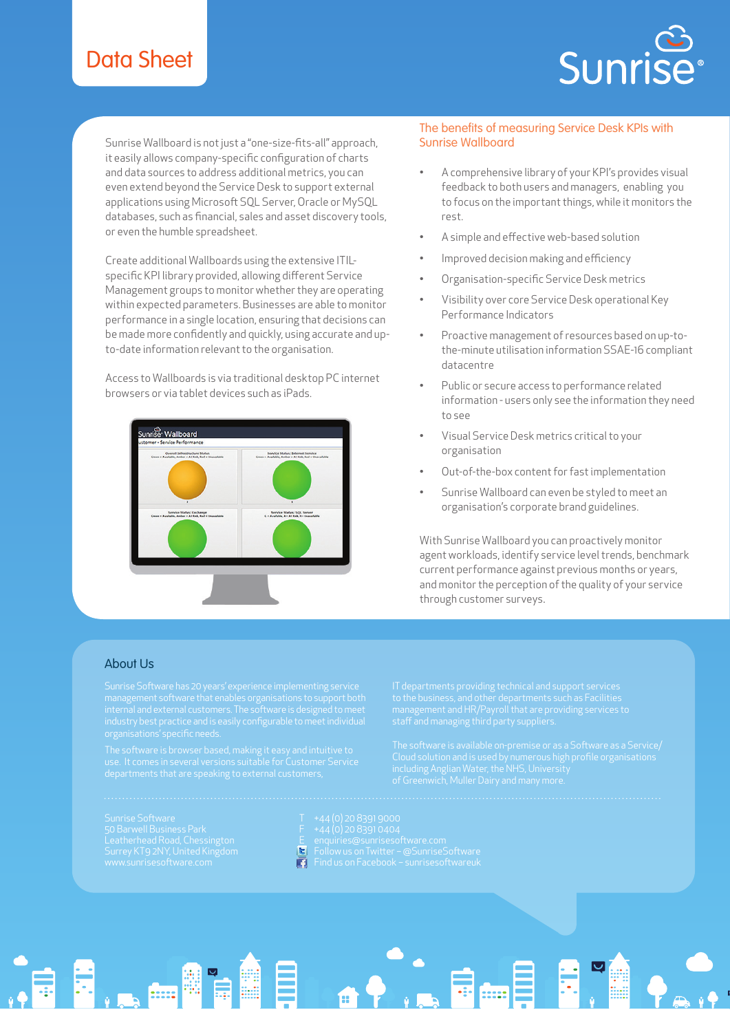# Data Sheet

Sunrise Wallboard is not just a "one-size-fits-all" approach, it easily allows company-specific configuration of charts and data sources to address additional metrics, you can even extend beyond the Service Desk to support external applications using Microsoft SQL Server, Oracle or MySQL databases, such as financial, sales and asset discovery tools, or even the humble spreadsheet.

Create additional Wallboards using the extensive ITIL-specific KPI library provided, allowing different Service Management groups to monitor whether they are operating within expected parameters. Businesses are able to monitor performance in a single location, ensuring that decisions can be made more confidently and quickly, using accurate and up-to-date information relevant to the organisation.

Access to Wallboards is via traditional desktop PC internet browsers or via tablet devices such as iPads.

## The benefits of measuring Service Desk KPIs with Sunrise Wallboard

- A comprehensive library of your KPI's provides visual feedback to both users and managers, enabling you to focus on the important things, while it monitors the rest.
- A simple and effective web-based solution
- Improved decision making and efficiency
- Organisation-specific Service Desk metrics
- Visibility over core Service Desk operational Key Performance Indicators
- Proactive management of resources based on up-to-the-minute utilisation information SSAE-16 compliant datacentre
- Public or secure access to performance related information - users only see the information they need to see
- Visual Service Desk metrics critical to your organisation
- Out-of-the-box content for fast implementation
- Sunrise Wallboard can even be styled to meet an organisation's corporate brand guidelines.

With Sunrise Wallboard you can proactively monitor agent workloads, identify service level trends, benchmark current performance against previous months or years, and monitor the perception of the quality of your service through customer surveys.

## About Us

Sunrise Software has 20 years' experience implementing service management software that enables organisations to support both internal and external customers. The software is designed to meet industry best practice and is easily configurable to meet individual organisations' specific needs.

The software is browser based, making it easy and intuitive to use. It comes in several versions suitable for Customer Service departments that are speaking to external customers, IT departments providing technical and support services to the business, and other departments such as Facilities management and HR/Payroll that are providing services to staff and managing third party suppliers.

The software is available on-premise or as a Software as a Service/Cloud solution and is used by numerous high profile organisations including Anglian Water, the NHS, University of Greenwich, Muller Dairy and many more.

Sunrise Software
50 Barwell Business Park
Leatherhead Road, Chessington
Surrey KT9 2NY, United Kingdom
www.sunrisesoftware.com

T +44 (0) 20 8391 9000
F +44 (0) 20 8391 0404
E enquiries@sunrisesoftware.com
Follow us on Twitter – @SunriseSoftware
Find us on Facebook – sunrisesoftwareuk